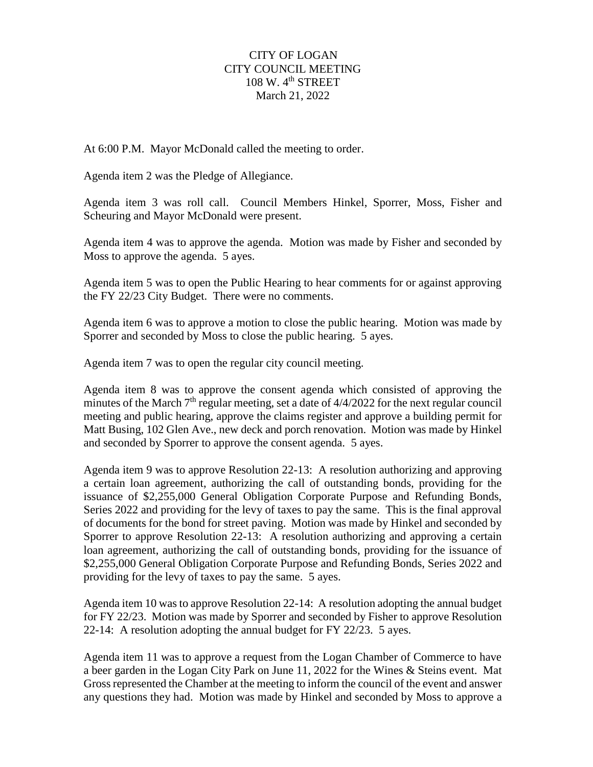# CITY OF LOGAN
## CITY COUNCIL MEETING
## 108 W. 4th STREET
## March 21, 2022

At 6:00 P.M. Mayor McDonald called the meeting to order.

Agenda item 2 was the Pledge of Allegiance.

Agenda item 3 was roll call. Council Members Hinkel, Sporrer, Moss, Fisher and Scheuring and Mayor McDonald were present.

Agenda item 4 was to approve the agenda. Motion was made by Fisher and seconded by Moss to approve the agenda. 5 ayes.

Agenda item 5 was to open the Public Hearing to hear comments for or against approving the FY 22/23 City Budget. There were no comments.

Agenda item 6 was to approve a motion to close the public hearing. Motion was made by Sporrer and seconded by Moss to close the public hearing. 5 ayes.

Agenda item 7 was to open the regular city council meeting.

Agenda item 8 was to approve the consent agenda which consisted of approving the minutes of the March 7th regular meeting, set a date of 4/4/2022 for the next regular council meeting and public hearing, approve the claims register and approve a building permit for Matt Busing, 102 Glen Ave., new deck and porch renovation. Motion was made by Hinkel and seconded by Sporrer to approve the consent agenda. 5 ayes.

Agenda item 9 was to approve Resolution 22-13: A resolution authorizing and approving a certain loan agreement, authorizing the call of outstanding bonds, providing for the issuance of $2,255,000 General Obligation Corporate Purpose and Refunding Bonds, Series 2022 and providing for the levy of taxes to pay the same. This is the final approval of documents for the bond for street paving. Motion was made by Hinkel and seconded by Sporrer to approve Resolution 22-13: A resolution authorizing and approving a certain loan agreement, authorizing the call of outstanding bonds, providing for the issuance of $2,255,000 General Obligation Corporate Purpose and Refunding Bonds, Series 2022 and providing for the levy of taxes to pay the same. 5 ayes.

Agenda item 10 was to approve Resolution 22-14: A resolution adopting the annual budget for FY 22/23. Motion was made by Sporrer and seconded by Fisher to approve Resolution 22-14: A resolution adopting the annual budget for FY 22/23. 5 ayes.

Agenda item 11 was to approve a request from the Logan Chamber of Commerce to have a beer garden in the Logan City Park on June 11, 2022 for the Wines & Steins event. Mat Gross represented the Chamber at the meeting to inform the council of the event and answer any questions they had. Motion was made by Hinkel and seconded by Moss to approve a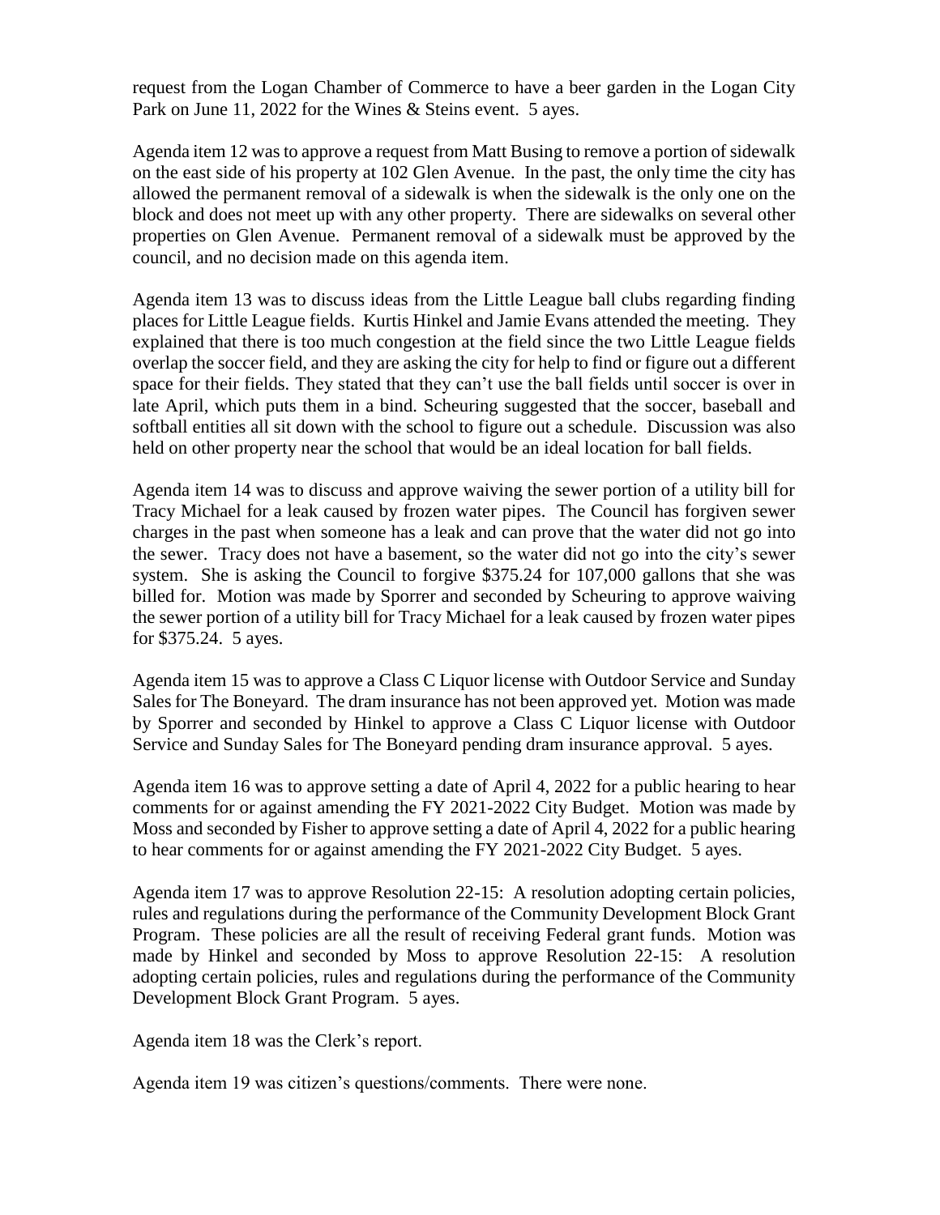request from the Logan Chamber of Commerce to have a beer garden in the Logan City Park on June 11, 2022 for the Wines & Steins event. 5 ayes.

Agenda item 12 was to approve a request from Matt Busing to remove a portion of sidewalk on the east side of his property at 102 Glen Avenue. In the past, the only time the city has allowed the permanent removal of a sidewalk is when the sidewalk is the only one on the block and does not meet up with any other property. There are sidewalks on several other properties on Glen Avenue. Permanent removal of a sidewalk must be approved by the council, and no decision made on this agenda item.

Agenda item 13 was to discuss ideas from the Little League ball clubs regarding finding places for Little League fields. Kurtis Hinkel and Jamie Evans attended the meeting. They explained that there is too much congestion at the field since the two Little League fields overlap the soccer field, and they are asking the city for help to find or figure out a different space for their fields. They stated that they can't use the ball fields until soccer is over in late April, which puts them in a bind. Scheuring suggested that the soccer, baseball and softball entities all sit down with the school to figure out a schedule. Discussion was also held on other property near the school that would be an ideal location for ball fields.

Agenda item 14 was to discuss and approve waiving the sewer portion of a utility bill for Tracy Michael for a leak caused by frozen water pipes. The Council has forgiven sewer charges in the past when someone has a leak and can prove that the water did not go into the sewer. Tracy does not have a basement, so the water did not go into the city's sewer system. She is asking the Council to forgive $375.24 for 107,000 gallons that she was billed for. Motion was made by Sporrer and seconded by Scheuring to approve waiving the sewer portion of a utility bill for Tracy Michael for a leak caused by frozen water pipes for $375.24. 5 ayes.

Agenda item 15 was to approve a Class C Liquor license with Outdoor Service and Sunday Sales for The Boneyard. The dram insurance has not been approved yet. Motion was made by Sporrer and seconded by Hinkel to approve a Class C Liquor license with Outdoor Service and Sunday Sales for The Boneyard pending dram insurance approval. 5 ayes.

Agenda item 16 was to approve setting a date of April 4, 2022 for a public hearing to hear comments for or against amending the FY 2021-2022 City Budget. Motion was made by Moss and seconded by Fisher to approve setting a date of April 4, 2022 for a public hearing to hear comments for or against amending the FY 2021-2022 City Budget. 5 ayes.

Agenda item 17 was to approve Resolution 22-15: A resolution adopting certain policies, rules and regulations during the performance of the Community Development Block Grant Program. These policies are all the result of receiving Federal grant funds. Motion was made by Hinkel and seconded by Moss to approve Resolution 22-15: A resolution adopting certain policies, rules and regulations during the performance of the Community Development Block Grant Program. 5 ayes.

Agenda item 18 was the Clerk's report.

Agenda item 19 was citizen's questions/comments. There were none.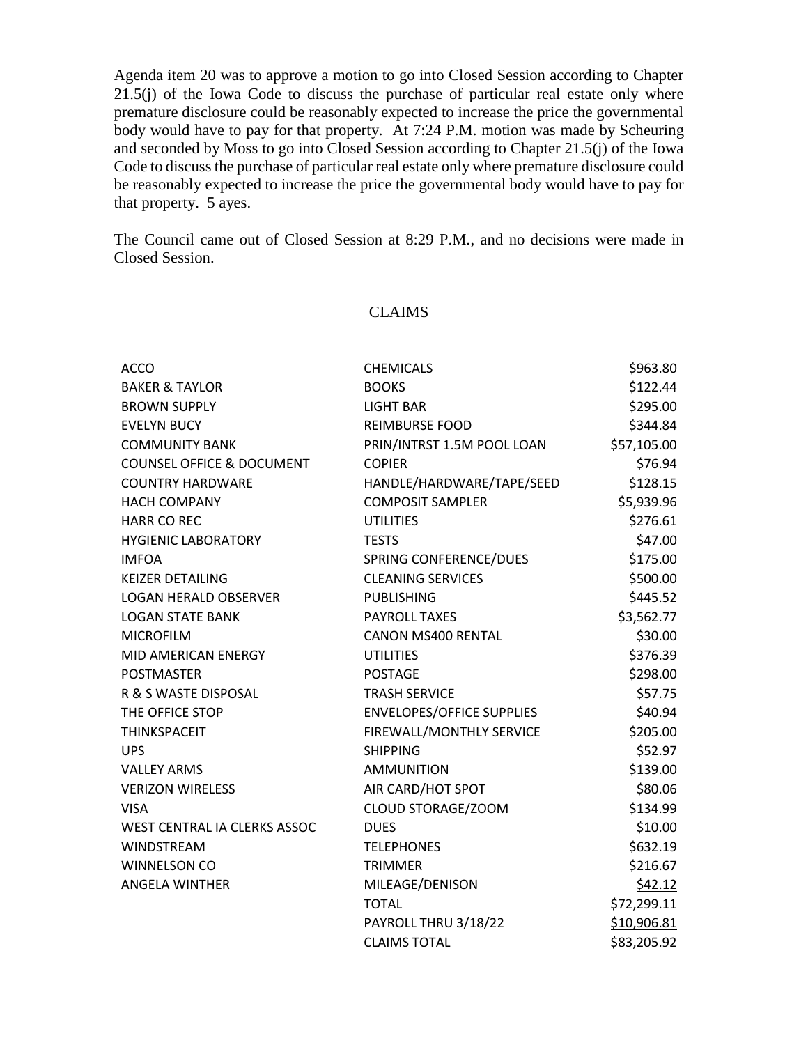Agenda item 20 was to approve a motion to go into Closed Session according to Chapter 21.5(j) of the Iowa Code to discuss the purchase of particular real estate only where premature disclosure could be reasonably expected to increase the price the governmental body would have to pay for that property. At 7:24 P.M. motion was made by Scheuring and seconded by Moss to go into Closed Session according to Chapter 21.5(j) of the Iowa Code to discuss the purchase of particular real estate only where premature disclosure could be reasonably expected to increase the price the governmental body would have to pay for that property. 5 ayes.

The Council came out of Closed Session at 8:29 P.M., and no decisions were made in Closed Session.

## CLAIMS

| | | |
|---|---|---|
| ACCO | CHEMICALS | $963.80 |
| BAKER & TAYLOR | BOOKS | $122.44 |
| BROWN SUPPLY | LIGHT BAR | $295.00 |
| EVELYN BUCY | REIMBURSE FOOD | $344.84 |
| COMMUNITY BANK | PRIN/INTRST 1.5M POOL LOAN | $57,105.00 |
| COUNSEL OFFICE & DOCUMENT | COPIER | $76.94 |
| COUNTRY HARDWARE | HANDLE/HARDWARE/TAPE/SEED | $128.15 |
| HACH COMPANY | COMPOSIT SAMPLER | $5,939.96 |
| HARR CO REC | UTILITIES | $276.61 |
| HYGIENIC LABORATORY | TESTS | $47.00 |
| IMFOA | SPRING CONFERENCE/DUES | $175.00 |
| KEIZER DETAILING | CLEANING SERVICES | $500.00 |
| LOGAN HERALD OBSERVER | PUBLISHING | $445.52 |
| LOGAN STATE BANK | PAYROLL TAXES | $3,562.77 |
| MICROFILM | CANON MS400 RENTAL | $30.00 |
| MID AMERICAN ENERGY | UTILITIES | $376.39 |
| POSTMASTER | POSTAGE | $298.00 |
| R & S WASTE DISPOSAL | TRASH SERVICE | $57.75 |
| THE OFFICE STOP | ENVELOPES/OFFICE SUPPLIES | $40.94 |
| THINKSPACEIT | FIREWALL/MONTHLY SERVICE | $205.00 |
| UPS | SHIPPING | $52.97 |
| VALLEY ARMS | AMMUNITION | $139.00 |
| VERIZON WIRELESS | AIR CARD/HOT SPOT | $80.06 |
| VISA | CLOUD STORAGE/ZOOM | $134.99 |
| WEST CENTRAL IA CLERKS ASSOC | DUES | $10.00 |
| WINDSTREAM | TELEPHONES | $632.19 |
| WINNELSON CO | TRIMMER | $216.67 |
| ANGELA WINTHER | MILEAGE/DENISON | $42.12 |
| | TOTAL | $72,299.11 |
| | PAYROLL THRU 3/18/22 | $10,906.81 |
| | CLAIMS TOTAL | $83,205.92 |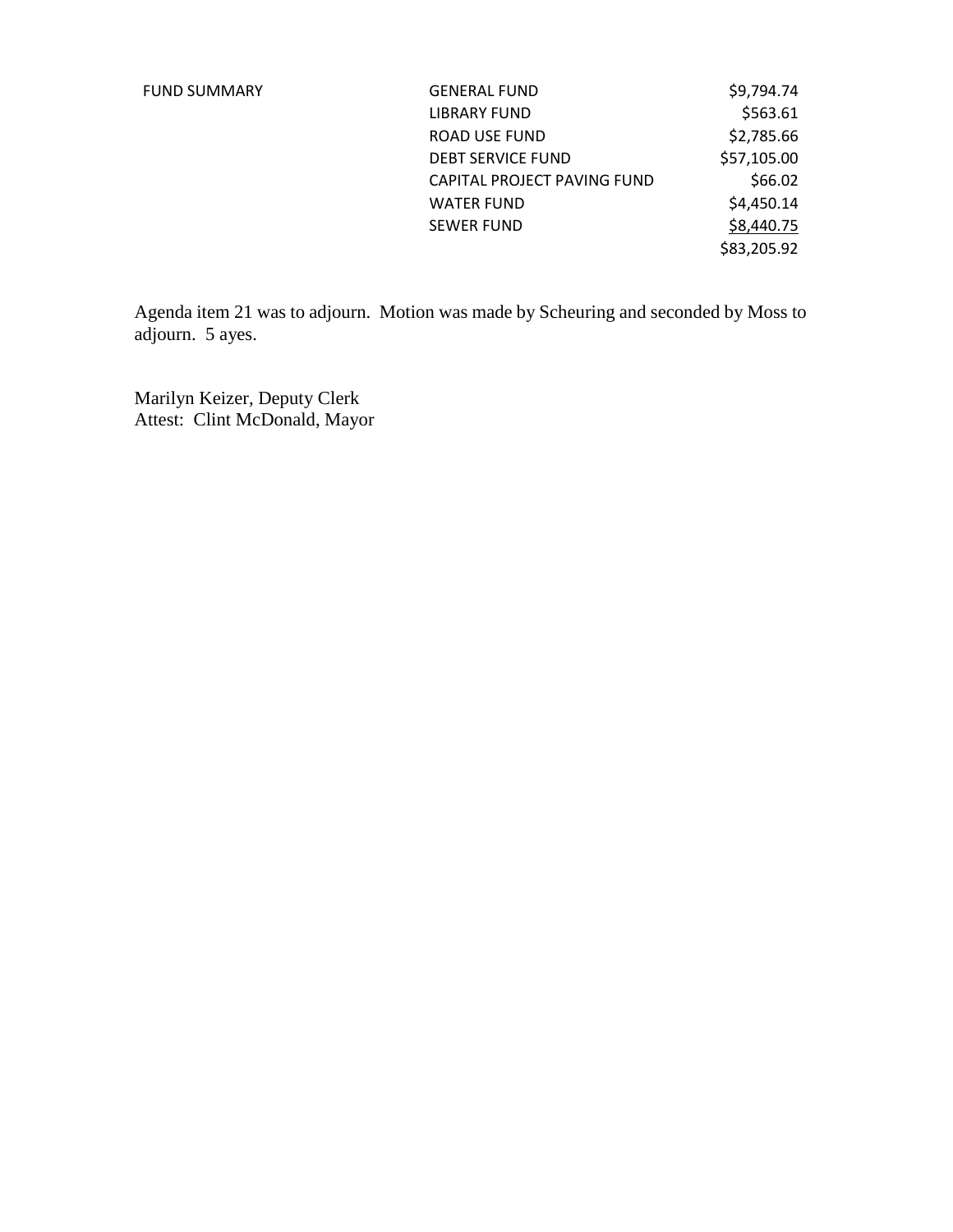| | | |
|---|---|---|
| FUND SUMMARY | GENERAL FUND | $9,794.74 |
| | LIBRARY FUND | $563.61 |
| | ROAD USE FUND | $2,785.66 |
| | DEBT SERVICE FUND | $57,105.00 |
| | CAPITAL PROJECT PAVING FUND | $66.02 |
| | WATER FUND | $4,450.14 |
| | SEWER FUND | $8,440.75 |
| | | $83,205.92 |

Agenda item 21 was to adjourn. Motion was made by Scheuring and seconded by Moss to adjourn. 5 ayes.

Marilyn Keizer, Deputy Clerk
Attest: Clint McDonald, Mayor